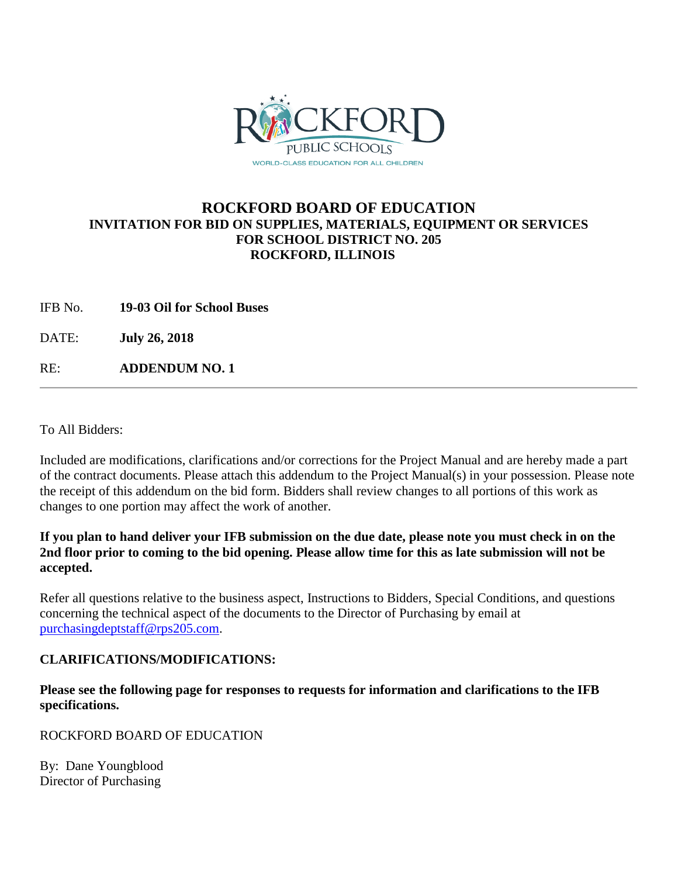# ROCKFORD BOARD OF EDUCATION

## INVITATION FOR BID ON SUPPLIES, MATERIALS, EQUIPMENT OR SERVICES FOR SCHOOL DISTRICT NO. 205 ROCKFORD, ILLINOIS

IFB No. **19-03 Oil for School Buses**

DATE: **July 26, 2018**

RE: **ADDENDUM NO. 1**

---

To All Bidders:

Included are modifications, clarifications and/or corrections for the Project Manual and are hereby made a part of the contract documents. Please attach this addendum to the Project Manual(s) in your possession. Please note the receipt of this addendum on the bid form. Bidders shall review changes to all portions of this work as changes to one portion may affect the work of another.

**If you plan to hand deliver your IFB submission on the due date, please note you must check in on the 2nd floor prior to coming to the bid opening. Please allow time for this as late submission will not be accepted.**

Refer all questions relative to the business aspect, Instructions to Bidders, Special Conditions, and questions concerning the technical aspect of the documents to the Director of Purchasing by email at purchasingdeptstaff@rps205.com.

**CLARIFICATIONS/MODIFICATIONS:**

**Please see the following page for responses to requests for information and clarifications to the IFB specifications.**

ROCKFORD BOARD OF EDUCATION

By: Dane Youngblood
Director of Purchasing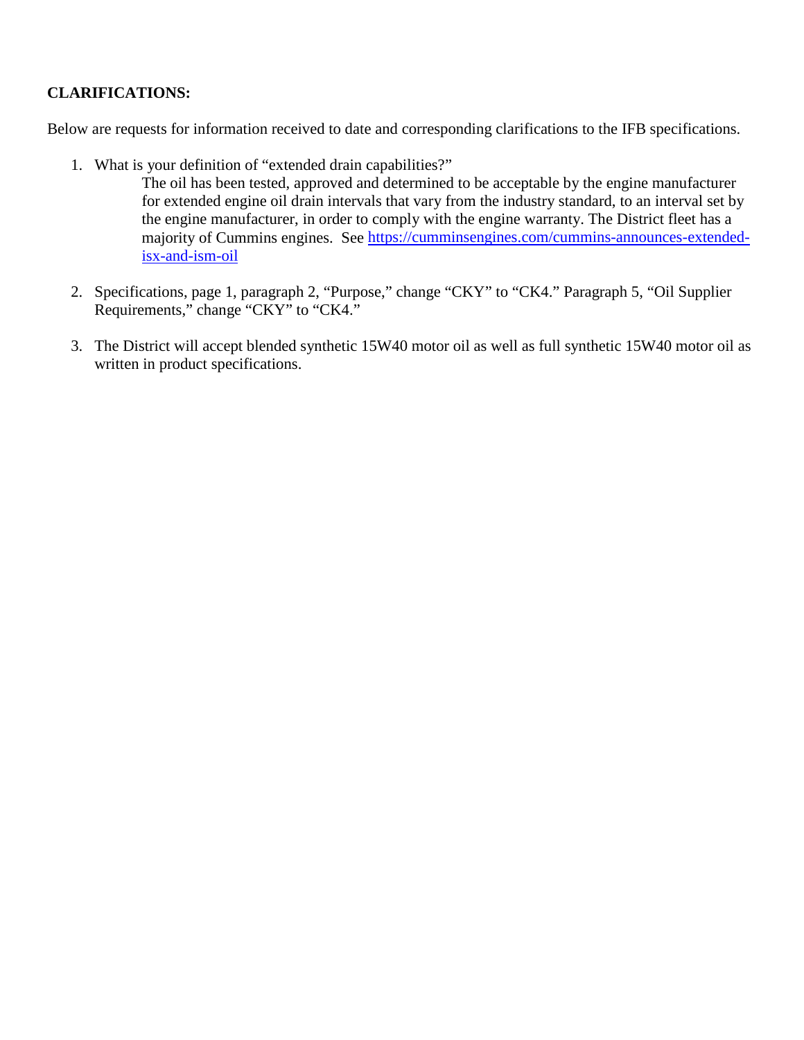**CLARIFICATIONS:**

Below are requests for information received to date and corresponding clarifications to the IFB specifications.

1. What is your definition of "extended drain capabilities?"

   The oil has been tested, approved and determined to be acceptable by the engine manufacturer for extended engine oil drain intervals that vary from the industry standard, to an interval set by the engine manufacturer, in order to comply with the engine warranty. The District fleet has a majority of Cummins engines. See [https://cumminsengines.com/cummins-announces-extended-isx-and-ism-oil](https://cumminsengines.com/cummins-announces-extended-isx-and-ism-oil)

2. Specifications, page 1, paragraph 2, "Purpose," change "CKY" to "CK4." Paragraph 5, "Oil Supplier Requirements," change "CKY" to "CK4."

3. The District will accept blended synthetic 15W40 motor oil as well as full synthetic 15W40 motor oil as written in product specifications.